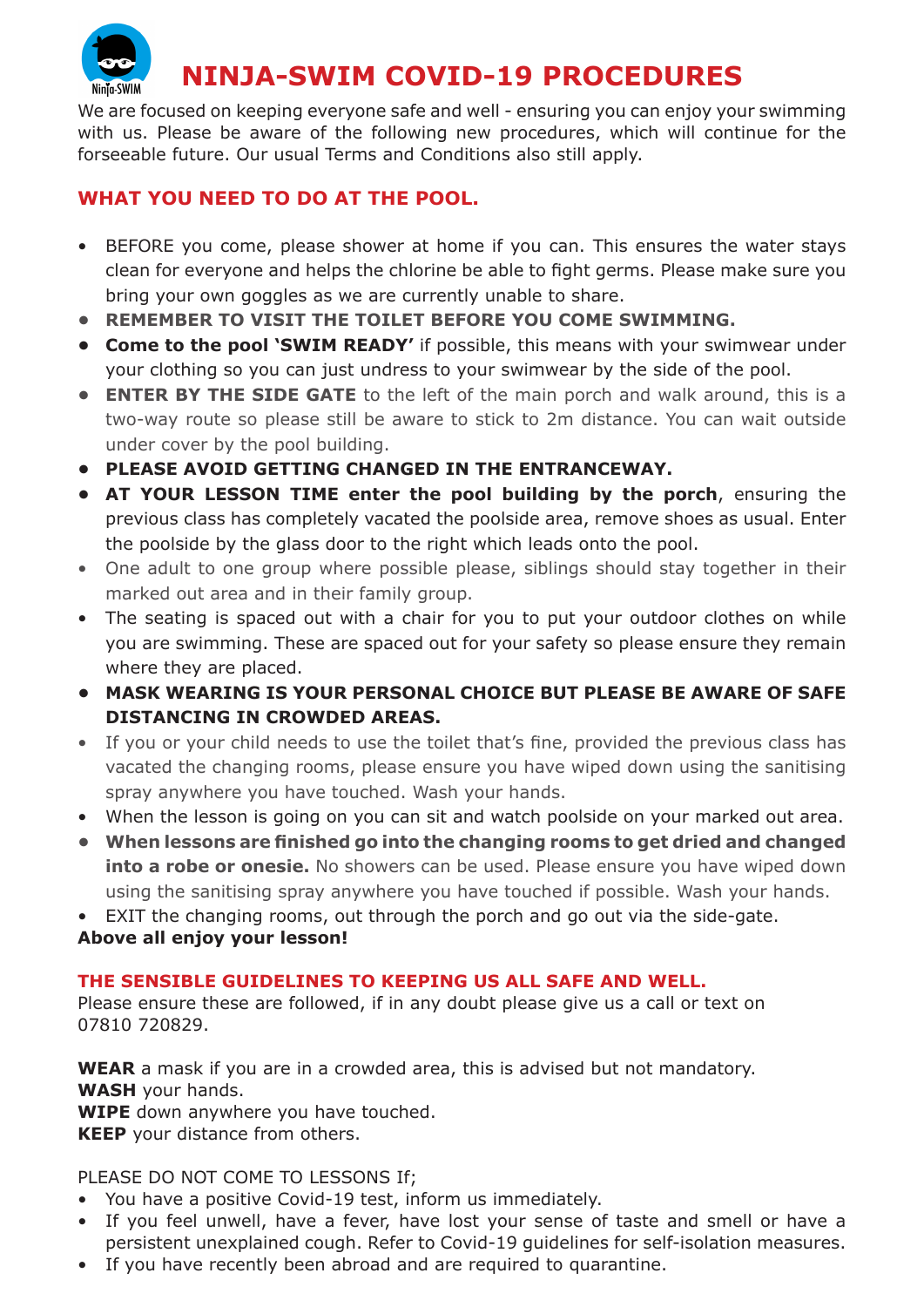# NINJA-SWIM COVID-19 PROCEDURES

We are focused on keeping everyone safe and well - ensuring you can enjoy your swimming with us. Please be aware of the following new procedures, which will continue for the forseeable future. Our usual Terms and Conditions also still apply.

## WHAT YOU NEED TO DO AT THE POOL.

- BEFORE you come, please shower at home if you can. This ensures the water stays clean for everyone and helps the chlorine be able to fight germs. Please make sure you bring your own goggles as we are currently unable to share.
- **REMEMBER TO VISIT THE TOILET BEFORE YOU COME SWIMMING.**
- **Come to the pool 'SWIM READY'** if possible, this means with your swimwear under your clothing so you can just undress to your swimwear by the side of the pool.
- **ENTER BY THE SIDE GATE** to the left of the main porch and walk around, this is a two-way route so please still be aware to stick to 2m distance. You can wait outside under cover by the pool building.
- **PLEASE AVOID GETTING CHANGED IN THE ENTRANCEWAY.**
- **AT YOUR LESSON TIME enter the pool building by the porch**, ensuring the previous class has completely vacated the poolside area, remove shoes as usual. Enter the poolside by the glass door to the right which leads onto the pool.
- One adult to one group where possible please, siblings should stay together in their marked out area and in their family group.
- The seating is spaced out with a chair for you to put your outdoor clothes on while you are swimming. These are spaced out for your safety so please ensure they remain where they are placed.
- **MASK WEARING IS YOUR PERSONAL CHOICE BUT PLEASE BE AWARE OF SAFE DISTANCING IN CROWDED AREAS.**
- If you or your child needs to use the toilet that's fine, provided the previous class has vacated the changing rooms, please ensure you have wiped down using the sanitising spray anywhere you have touched. Wash your hands.
- When the lesson is going on you can sit and watch poolside on your marked out area.
- **When lessons are finished go into the changing rooms to get dried and changed into a robe or onesie.** No showers can be used. Please ensure you have wiped down using the sanitising spray anywhere you have touched if possible. Wash your hands.
- EXIT the changing rooms, out through the porch and go out via the side-gate.

**Above all enjoy your lesson!**

## THE SENSIBLE GUIDELINES TO KEEPING US ALL SAFE AND WELL.

Please ensure these are followed, if in any doubt please give us a call or text on 07810 720829.

**WEAR** a mask if you are in a crowded area, this is advised but not mandatory.
**WASH** your hands.
**WIPE** down anywhere you have touched.
**KEEP** your distance from others.

PLEASE DO NOT COME TO LESSONS If;

- You have a positive Covid-19 test, inform us immediately.
- If you feel unwell, have a fever, have lost your sense of taste and smell or have a persistent unexplained cough. Refer to Covid-19 guidelines for self-isolation measures.
- If you have recently been abroad and are required to quarantine.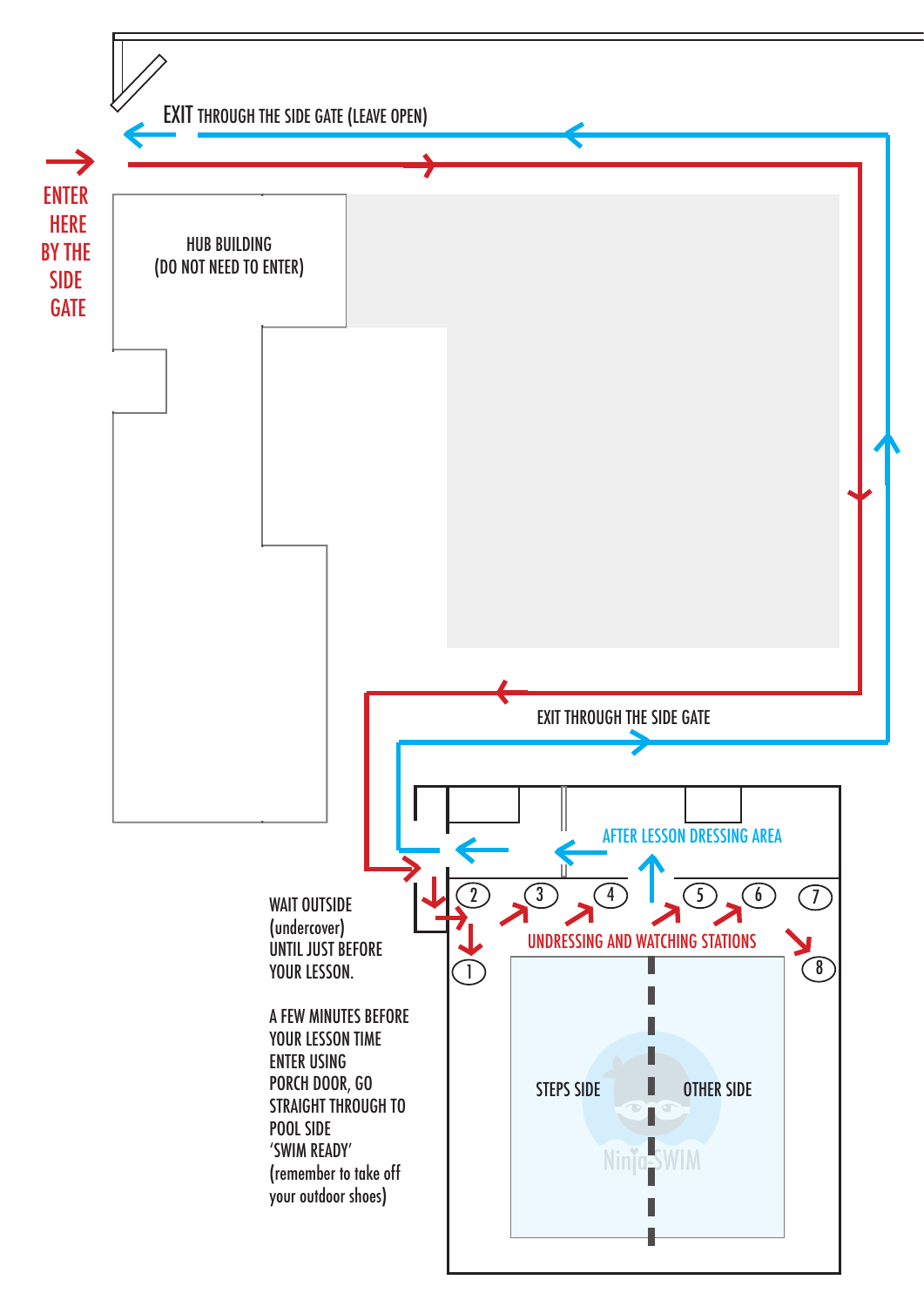EXIT THROUGH THE SIDE GATE (LEAVE OPEN)

ENTER HERE BY THE SIDE GATE

HUB BUILDING
(DO NOT NEED TO ENTER)

EXIT THROUGH THE SIDE GATE

AFTER LESSON DRESSING AREA

WAIT OUTSIDE
(undercover)
UNTIL JUST BEFORE
YOUR LESSON.

A FEW MINUTES BEFORE
YOUR LESSON TIME
ENTER USING
PORCH DOOR, GO
STRAIGHT THROUGH TO
POOL SIDE
'SWIM READY'
(remember to take off
your outdoor shoes)

2 3 4 5 6 7

1 8

UNDRESSING AND WATCHING STATIONS

STEPS SIDE

OTHER SIDE

Ninja-SWIM